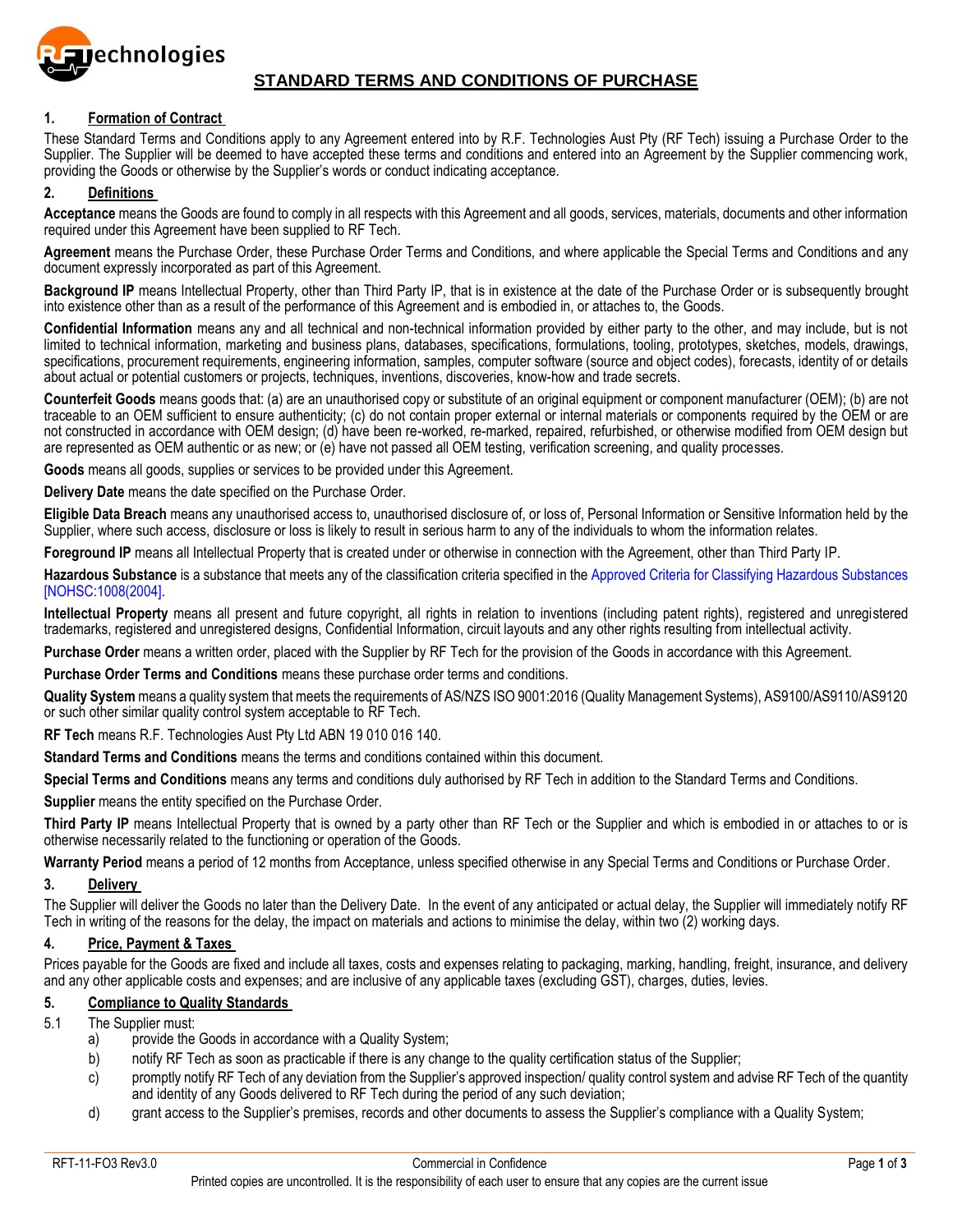# STANDARD TERMS AND CONDITIONS OF PURCHASE

## 1. Formation of Contract

These Standard Terms and Conditions apply to any Agreement entered into by R.F. Technologies Aust Pty (RF Tech) issuing a Purchase Order to the Supplier. The Supplier will be deemed to have accepted these terms and conditions and entered into an Agreement by the Supplier commencing work, providing the Goods or otherwise by the Supplier's words or conduct indicating acceptance.

## 2. Definitions

**Acceptance** means the Goods are found to comply in all respects with this Agreement and all goods, services, materials, documents and other information required under this Agreement have been supplied to RF Tech.

**Agreement** means the Purchase Order, these Purchase Order Terms and Conditions, and where applicable the Special Terms and Conditions and any document expressly incorporated as part of this Agreement.

**Background IP** means Intellectual Property, other than Third Party IP, that is in existence at the date of the Purchase Order or is subsequently brought into existence other than as a result of the performance of this Agreement and is embodied in, or attaches to, the Goods.

**Confidential Information** means any and all technical and non-technical information provided by either party to the other, and may include, but is not limited to technical information, marketing and business plans, databases, specifications, formulations, tooling, prototypes, sketches, models, drawings, specifications, procurement requirements, engineering information, samples, computer software (source and object codes), forecasts, identity of or details about actual or potential customers or projects, techniques, inventions, discoveries, know-how and trade secrets.

**Counterfeit Goods** means goods that: (a) are an unauthorised copy or substitute of an original equipment or component manufacturer (OEM); (b) are not traceable to an OEM sufficient to ensure authenticity; (c) do not contain proper external or internal materials or components required by the OEM or are not constructed in accordance with OEM design; (d) have been re-worked, re-marked, repaired, refurbished, or otherwise modified from OEM design but are represented as OEM authentic or as new; or (e) have not passed all OEM testing, verification screening, and quality processes.

**Goods** means all goods, supplies or services to be provided under this Agreement.

**Delivery Date** means the date specified on the Purchase Order.

**Eligible Data Breach** means any unauthorised access to, unauthorised disclosure of, or loss of, Personal Information or Sensitive Information held by the Supplier, where such access, disclosure or loss is likely to result in serious harm to any of the individuals to whom the information relates.

**Foreground IP** means all Intellectual Property that is created under or otherwise in connection with the Agreement, other than Third Party IP.

**Hazardous Substance** is a substance that meets any of the classification criteria specified in the Approved Criteria for Classifying Hazardous Substances [NOHSC:1008(2004].

**Intellectual Property** means all present and future copyright, all rights in relation to inventions (including patent rights), registered and unregistered trademarks, registered and unregistered designs, Confidential Information, circuit layouts and any other rights resulting from intellectual activity.

**Purchase Order** means a written order, placed with the Supplier by RF Tech for the provision of the Goods in accordance with this Agreement.

**Purchase Order Terms and Conditions** means these purchase order terms and conditions.

**Quality System** means a quality system that meets the requirements of AS/NZS ISO 9001:2016 (Quality Management Systems), AS9100/AS9110/AS9120 or such other similar quality control system acceptable to RF Tech.

**RF Tech** means R.F. Technologies Aust Pty Ltd ABN 19 010 016 140.

**Standard Terms and Conditions** means the terms and conditions contained within this document.

**Special Terms and Conditions** means any terms and conditions duly authorised by RF Tech in addition to the Standard Terms and Conditions.

**Supplier** means the entity specified on the Purchase Order.

**Third Party IP** means Intellectual Property that is owned by a party other than RF Tech or the Supplier and which is embodied in or attaches to or is otherwise necessarily related to the functioning or operation of the Goods.

**Warranty Period** means a period of 12 months from Acceptance, unless specified otherwise in any Special Terms and Conditions or Purchase Order.

## 3. Delivery

The Supplier will deliver the Goods no later than the Delivery Date. In the event of any anticipated or actual delay, the Supplier will immediately notify RF Tech in writing of the reasons for the delay, the impact on materials and actions to minimise the delay, within two (2) working days.

## 4. Price, Payment & Taxes

Prices payable for the Goods are fixed and include all taxes, costs and expenses relating to packaging, marking, handling, freight, insurance, and delivery and any other applicable costs and expenses; and are inclusive of any applicable taxes (excluding GST), charges, duties, levies.

## 5. Compliance to Quality Standards

5.1 The Supplier must:

a) provide the Goods in accordance with a Quality System;

b) notify RF Tech as soon as practicable if there is any change to the quality certification status of the Supplier;

c) promptly notify RF Tech of any deviation from the Supplier's approved inspection/ quality control system and advise RF Tech of the quantity and identity of any Goods delivered to RF Tech during the period of any such deviation;

d) grant access to the Supplier's premises, records and other documents to assess the Supplier's compliance with a Quality System;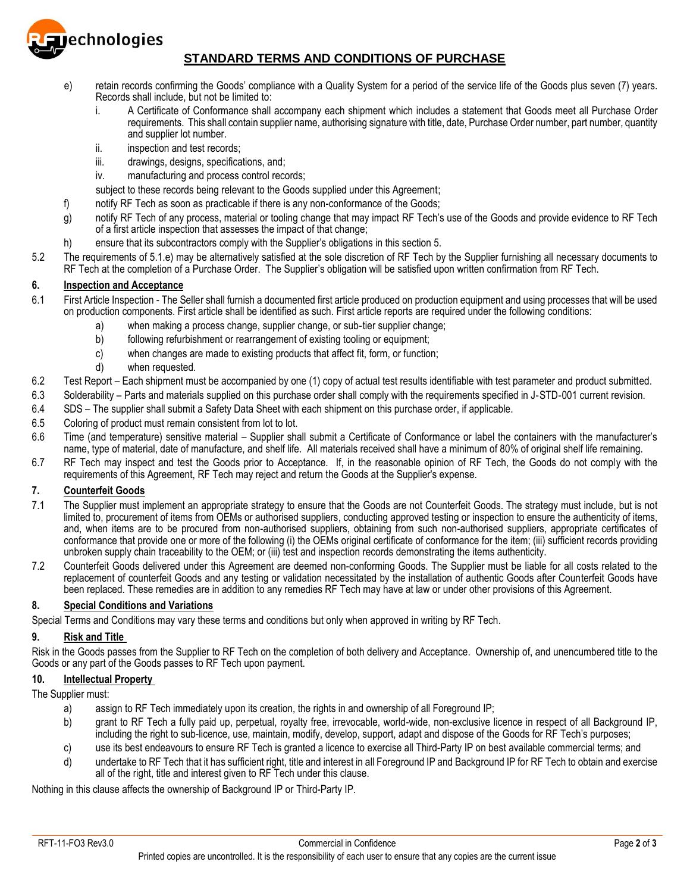e) retain records confirming the Goods' compliance with a Quality System for a period of the service life of the Goods plus seven (7) years. Records shall include, but not be limited to:

   i. A Certificate of Conformance shall accompany each shipment which includes a statement that Goods meet all Purchase Order requirements. This shall contain supplier name, authorising signature with title, date, Purchase Order number, part number, quantity and supplier lot number.

   ii. inspection and test records;

   iii. drawings, designs, specifications, and;

   iv. manufacturing and process control records;

   subject to these records being relevant to the Goods supplied under this Agreement;

f) notify RF Tech as soon as practicable if there is any non-conformance of the Goods;

g) notify RF Tech of any process, material or tooling change that may impact RF Tech's use of the Goods and provide evidence to RF Tech of a first article inspection that assesses the impact of that change;

h) ensure that its subcontractors comply with the Supplier's obligations in this section 5.

5.2 The requirements of 5.1.e) may be alternatively satisfied at the sole discretion of RF Tech by the Supplier furnishing all necessary documents to RF Tech at the completion of a Purchase Order. The Supplier's obligation will be satisfied upon written confirmation from RF Tech.

## 6. Inspection and Acceptance

6.1 First Article Inspection - The Seller shall furnish a documented first article produced on production equipment and using processes that will be used on production components. First article shall be identified as such. First article reports are required under the following conditions:

   a) when making a process change, supplier change, or sub-tier supplier change;

   b) following refurbishment or rearrangement of existing tooling or equipment;

   c) when changes are made to existing products that affect fit, form, or function;

   d) when requested.

6.2 Test Report – Each shipment must be accompanied by one (1) copy of actual test results identifiable with test parameter and product submitted.

6.3 Solderability – Parts and materials supplied on this purchase order shall comply with the requirements specified in J-STD-001 current revision.

6.4 SDS – The supplier shall submit a Safety Data Sheet with each shipment on this purchase order, if applicable.

6.5 Coloring of product must remain consistent from lot to lot.

6.6 Time (and temperature) sensitive material – Supplier shall submit a Certificate of Conformance or label the containers with the manufacturer's name, type of material, date of manufacture, and shelf life. All materials received shall have a minimum of 80% of original shelf life remaining.

6.7 RF Tech may inspect and test the Goods prior to Acceptance. If, in the reasonable opinion of RF Tech, the Goods do not comply with the requirements of this Agreement, RF Tech may reject and return the Goods at the Supplier's expense.

## 7. Counterfeit Goods

7.1 The Supplier must implement an appropriate strategy to ensure that the Goods are not Counterfeit Goods. The strategy must include, but is not limited to, procurement of items from OEMs or authorised suppliers, conducting approved testing or inspection to ensure the authenticity of items, and, when items are to be procured from non-authorised suppliers, obtaining from such non-authorised suppliers, appropriate certificates of conformance that provide one or more of the following (i) the OEMs original certificate of conformance for the item; (iii) sufficient records providing unbroken supply chain traceability to the OEM; or (iii) test and inspection records demonstrating the items authenticity.

7.2 Counterfeit Goods delivered under this Agreement are deemed non-conforming Goods. The Supplier must be liable for all costs related to the replacement of counterfeit Goods and any testing or validation necessitated by the installation of authentic Goods after Counterfeit Goods have been replaced. These remedies are in addition to any remedies RF Tech may have at law or under other provisions of this Agreement.

## 8. Special Conditions and Variations

Special Terms and Conditions may vary these terms and conditions but only when approved in writing by RF Tech.

## 9. Risk and Title

Risk in the Goods passes from the Supplier to RF Tech on the completion of both delivery and Acceptance. Ownership of, and unencumbered title to the Goods or any part of the Goods passes to RF Tech upon payment.

## 10. Intellectual Property

The Supplier must:

a) assign to RF Tech immediately upon its creation, the rights in and ownership of all Foreground IP;

b) grant to RF Tech a fully paid up, perpetual, royalty free, irrevocable, world-wide, non-exclusive licence in respect of all Background IP, including the right to sub-licence, use, maintain, modify, develop, support, adapt and dispose of the Goods for RF Tech's purposes;

c) use its best endeavours to ensure RF Tech is granted a licence to exercise all Third-Party IP on best available commercial terms; and

d) undertake to RF Tech that it has sufficient right, title and interest in all Foreground IP and Background IP for RF Tech to obtain and exercise all of the right, title and interest given to RF Tech under this clause.

Nothing in this clause affects the ownership of Background IP or Third-Party IP.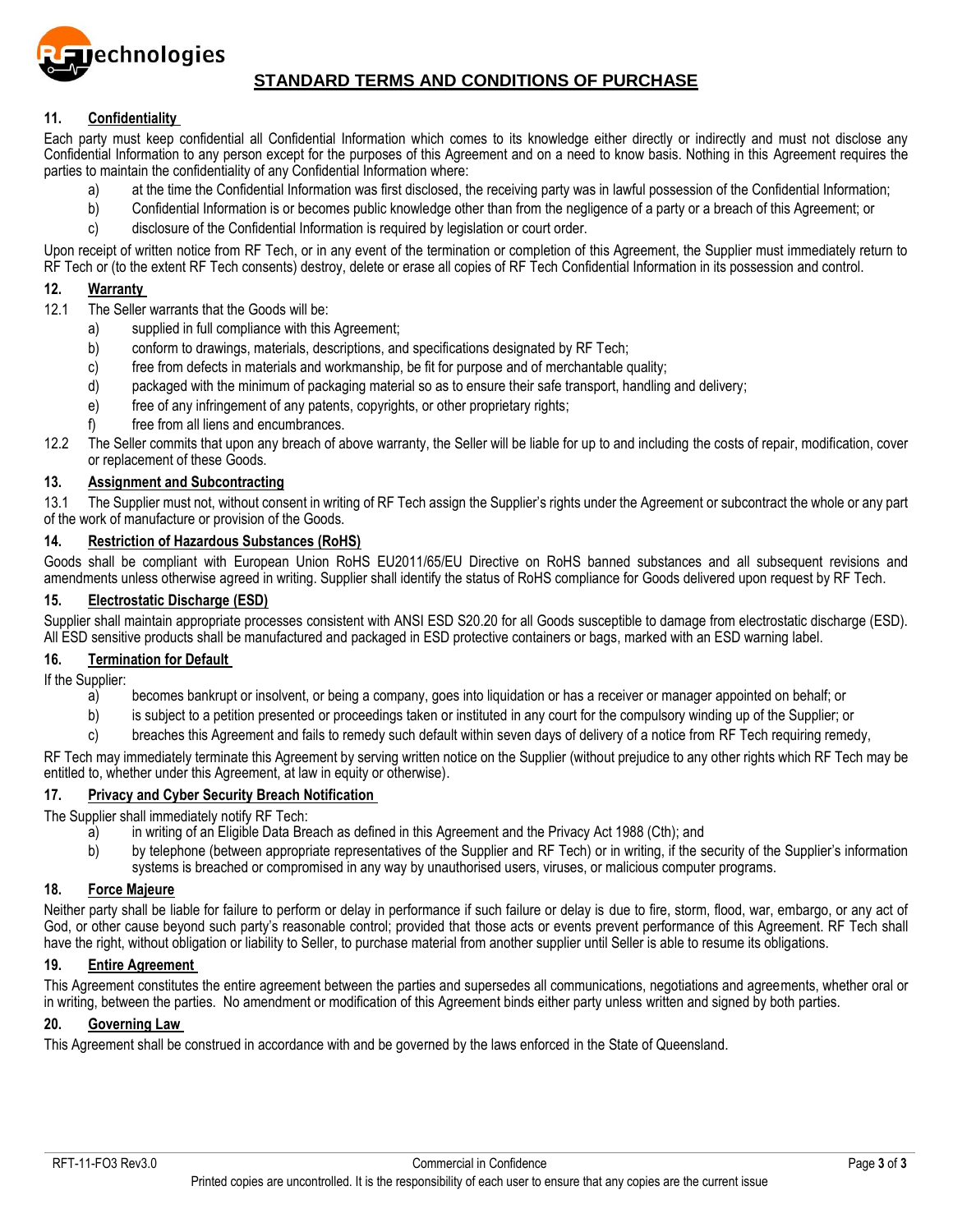# STANDARD TERMS AND CONDITIONS OF PURCHASE

## 11. Confidentiality

Each party must keep confidential all Confidential Information which comes to its knowledge either directly or indirectly and must not disclose any Confidential Information to any person except for the purposes of this Agreement and on a need to know basis. Nothing in this Agreement requires the parties to maintain the confidentiality of any Confidential Information where:

a) at the time the Confidential Information was first disclosed, the receiving party was in lawful possession of the Confidential Information;

b) Confidential Information is or becomes public knowledge other than from the negligence of a party or a breach of this Agreement; or

c) disclosure of the Confidential Information is required by legislation or court order.

Upon receipt of written notice from RF Tech, or in any event of the termination or completion of this Agreement, the Supplier must immediately return to RF Tech or (to the extent RF Tech consents) destroy, delete or erase all copies of RF Tech Confidential Information in its possession and control.

## 12. Warranty

12.1 The Seller warrants that the Goods will be:

a) supplied in full compliance with this Agreement;

b) conform to drawings, materials, descriptions, and specifications designated by RF Tech;

c) free from defects in materials and workmanship, be fit for purpose and of merchantable quality;

d) packaged with the minimum of packaging material so as to ensure their safe transport, handling and delivery;

e) free of any infringement of any patents, copyrights, or other proprietary rights;

f) free from all liens and encumbrances.

12.2 The Seller commits that upon any breach of above warranty, the Seller will be liable for up to and including the costs of repair, modification, cover or replacement of these Goods.

## 13. Assignment and Subcontracting

13.1 The Supplier must not, without consent in writing of RF Tech assign the Supplier's rights under the Agreement or subcontract the whole or any part of the work of manufacture or provision of the Goods.

## 14. Restriction of Hazardous Substances (RoHS)

Goods shall be compliant with European Union RoHS EU2011/65/EU Directive on RoHS banned substances and all subsequent revisions and amendments unless otherwise agreed in writing. Supplier shall identify the status of RoHS compliance for Goods delivered upon request by RF Tech.

## 15. Electrostatic Discharge (ESD)

Supplier shall maintain appropriate processes consistent with ANSI ESD S20.20 for all Goods susceptible to damage from electrostatic discharge (ESD). All ESD sensitive products shall be manufactured and packaged in ESD protective containers or bags, marked with an ESD warning label.

## 16. Termination for Default

If the Supplier:

a) becomes bankrupt or insolvent, or being a company, goes into liquidation or has a receiver or manager appointed on behalf; or

b) is subject to a petition presented or proceedings taken or instituted in any court for the compulsory winding up of the Supplier; or

c) breaches this Agreement and fails to remedy such default within seven days of delivery of a notice from RF Tech requiring remedy,

RF Tech may immediately terminate this Agreement by serving written notice on the Supplier (without prejudice to any other rights which RF Tech may be entitled to, whether under this Agreement, at law in equity or otherwise).

## 17. Privacy and Cyber Security Breach Notification

The Supplier shall immediately notify RF Tech:

a) in writing of an Eligible Data Breach as defined in this Agreement and the Privacy Act 1988 (Cth); and

b) by telephone (between appropriate representatives of the Supplier and RF Tech) or in writing, if the security of the Supplier's information systems is breached or compromised in any way by unauthorised users, viruses, or malicious computer programs.

## 18. Force Majeure

Neither party shall be liable for failure to perform or delay in performance if such failure or delay is due to fire, storm, flood, war, embargo, or any act of God, or other cause beyond such party's reasonable control; provided that those acts or events prevent performance of this Agreement. RF Tech shall have the right, without obligation or liability to Seller, to purchase material from another supplier until Seller is able to resume its obligations.

## 19. Entire Agreement

This Agreement constitutes the entire agreement between the parties and supersedes all communications, negotiations and agreements, whether oral or in writing, between the parties. No amendment or modification of this Agreement binds either party unless written and signed by both parties.

## 20. Governing Law

This Agreement shall be construed in accordance with and be governed by the laws enforced in the State of Queensland.